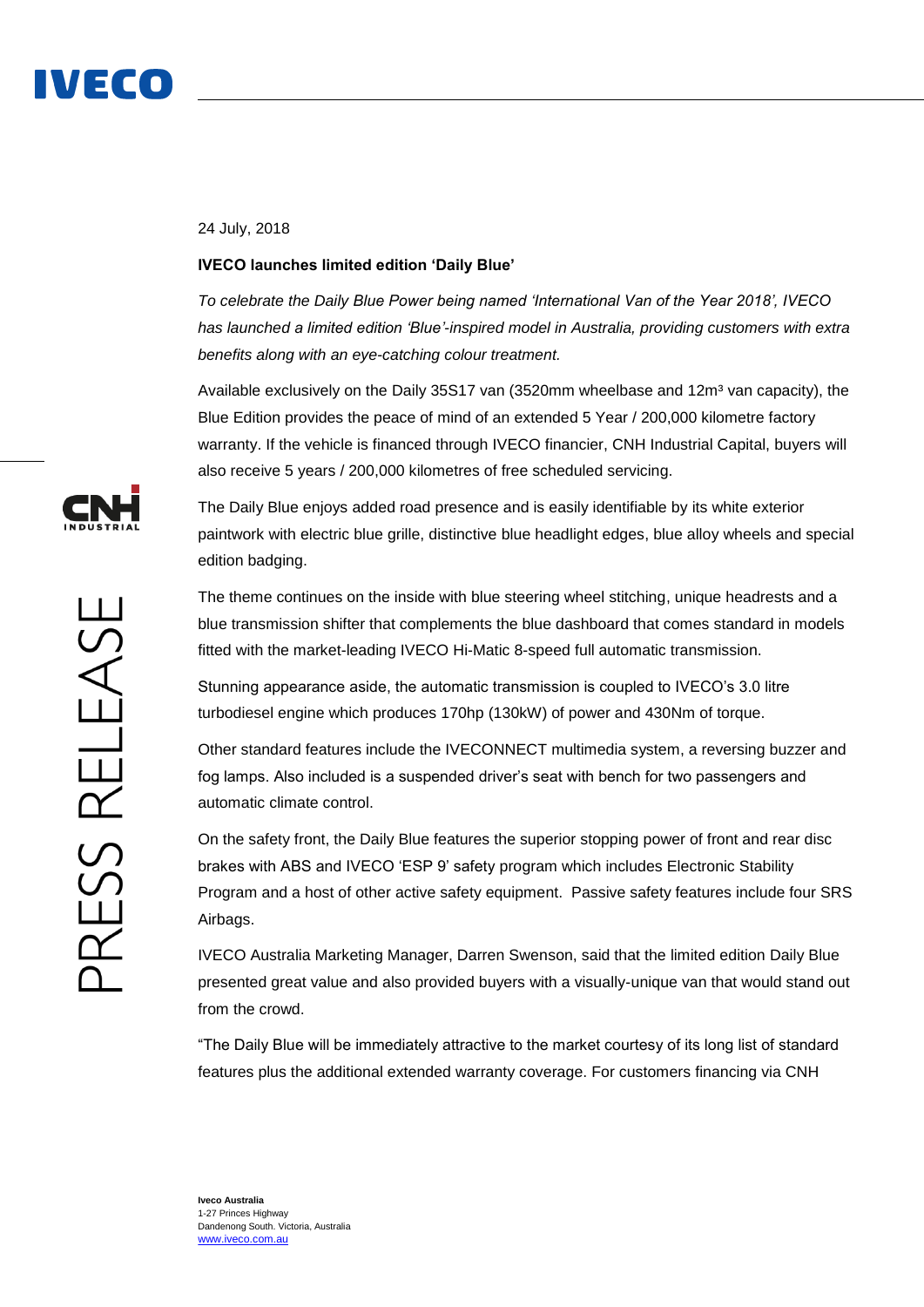24 July, 2018

**IVECO launches limited edition 'Daily Blue'**

*To celebrate the Daily Blue Power being named 'International Van of the Year 2018', IVECO has launched a limited edition 'Blue'-inspired model in Australia, providing customers with extra benefits along with an eye-catching colour treatment.*

Available exclusively on the Daily 35S17 van (3520mm wheelbase and 12m³ van capacity), the Blue Edition provides the peace of mind of an extended 5 Year / 200,000 kilometre factory warranty. If the vehicle is financed through IVECO financier, CNH Industrial Capital, buyers will also receive 5 years / 200,000 kilometres of free scheduled servicing.

The Daily Blue enjoys added road presence and is easily identifiable by its white exterior paintwork with electric blue grille, distinctive blue headlight edges, blue alloy wheels and special edition badging.

The theme continues on the inside with blue steering wheel stitching, unique headrests and a blue transmission shifter that complements the blue dashboard that comes standard in models fitted with the market-leading IVECO Hi-Matic 8-speed full automatic transmission.

Stunning appearance aside, the automatic transmission is coupled to IVECO's 3.0 litre turbodiesel engine which produces 170hp (130kW) of power and 430Nm of torque.

Other standard features include the IVECONNECT multimedia system, a reversing buzzer and fog lamps. Also included is a suspended driver's seat with bench for two passengers and automatic climate control.

On the safety front, the Daily Blue features the superior stopping power of front and rear disc brakes with ABS and IVECO 'ESP 9' safety program which includes Electronic Stability Program and a host of other active safety equipment. Passive safety features include four SRS Airbags.

IVECO Australia Marketing Manager, Darren Swenson, said that the limited edition Daily Blue presented great value and also provided buyers with a visually-unique van that would stand out from the crowd.

"The Daily Blue will be immediately attractive to the market courtesy of its long list of standard features plus the additional extended warranty coverage. For customers financing via CNH

**Iveco Australia**
1-27 Princes Highway
Dandenong South. Victoria, Australia
www.iveco.com.au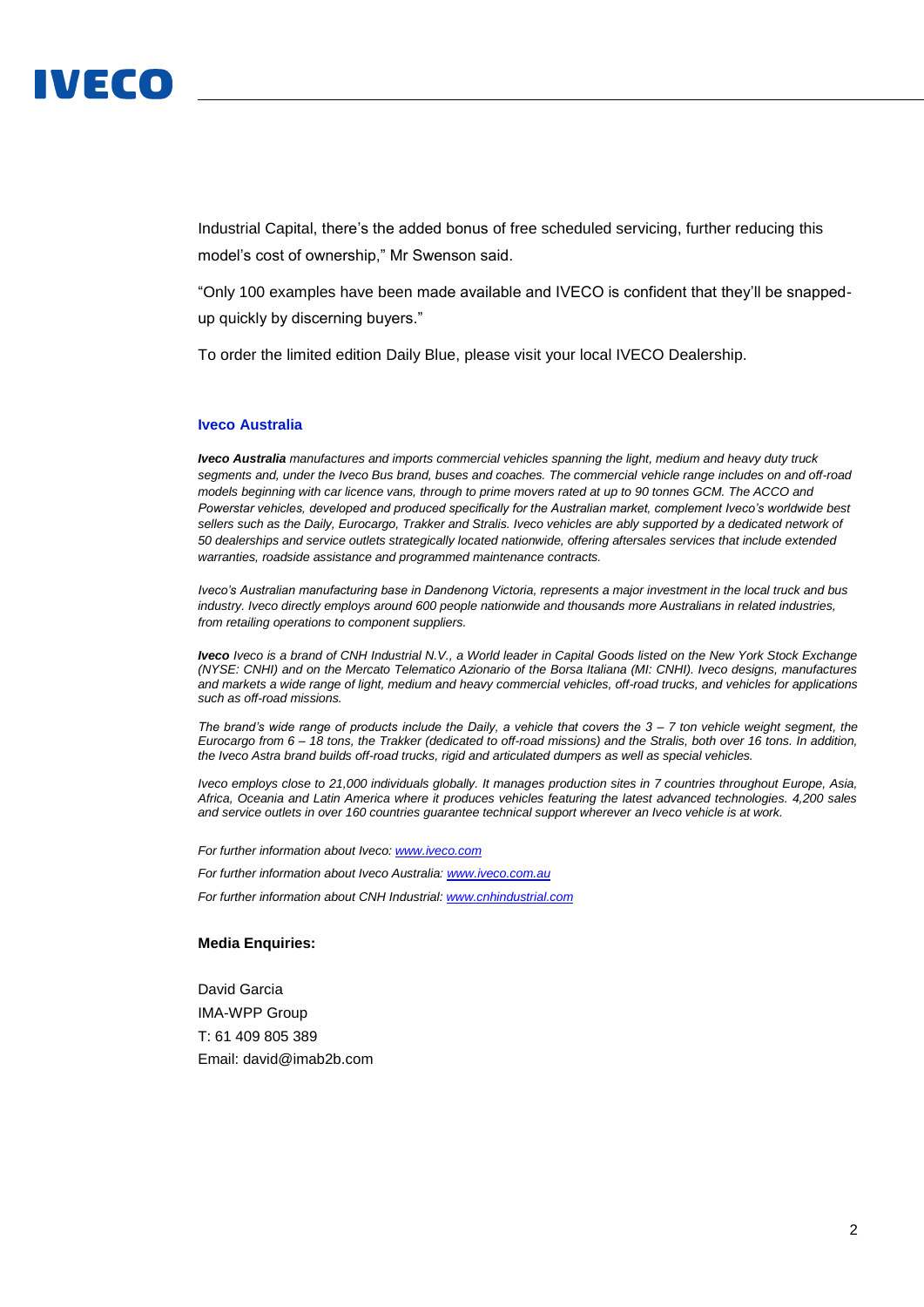Industrial Capital, there's the added bonus of free scheduled servicing, further reducing this model's cost of ownership," Mr Swenson said.

"Only 100 examples have been made available and IVECO is confident that they'll be snapped-up quickly by discerning buyers."

To order the limited edition Daily Blue, please visit your local IVECO Dealership.

**Iveco Australia**

***Iveco Australia*** *manufactures and imports commercial vehicles spanning the light, medium and heavy duty truck segments and, under the Iveco Bus brand, buses and coaches. The commercial vehicle range includes on and off-road models beginning with car licence vans, through to prime movers rated at up to 90 tonnes GCM. The ACCO and Powerstar vehicles, developed and produced specifically for the Australian market, complement Iveco's worldwide best sellers such as the Daily, Eurocargo, Trakker and Stralis. Iveco vehicles are ably supported by a dedicated network of 50 dealerships and service outlets strategically located nationwide, offering aftersales services that include extended warranties, roadside assistance and programmed maintenance contracts.*

*Iveco's Australian manufacturing base in Dandenong Victoria, represents a major investment in the local truck and bus industry. Iveco directly employs around 600 people nationwide and thousands more Australians in related industries, from retailing operations to component suppliers.*

***Iveco*** *Iveco is a brand of CNH Industrial N.V., a World leader in Capital Goods listed on the New York Stock Exchange (NYSE: CNHI) and on the Mercato Telematico Azionario of the Borsa Italiana (MI: CNHI). Iveco designs, manufactures and markets a wide range of light, medium and heavy commercial vehicles, off-road trucks, and vehicles for applications such as off-road missions.*

*The brand's wide range of products include the Daily, a vehicle that covers the 3 – 7 ton vehicle weight segment, the Eurocargo from 6 – 18 tons, the Trakker (dedicated to off-road missions) and the Stralis, both over 16 tons. In addition, the Iveco Astra brand builds off-road trucks, rigid and articulated dumpers as well as special vehicles.*

*Iveco employs close to 21,000 individuals globally. It manages production sites in 7 countries throughout Europe, Asia, Africa, Oceania and Latin America where it produces vehicles featuring the latest advanced technologies. 4,200 sales and service outlets in over 160 countries guarantee technical support wherever an Iveco vehicle is at work.*

*For further information about Iveco: www.iveco.com*

*For further information about Iveco Australia: www.iveco.com.au*

*For further information about CNH Industrial: www.cnhindustrial.com*

**Media Enquiries:**

David Garcia
IMA-WPP Group
T: 61 409 805 389
Email: david@imab2b.com